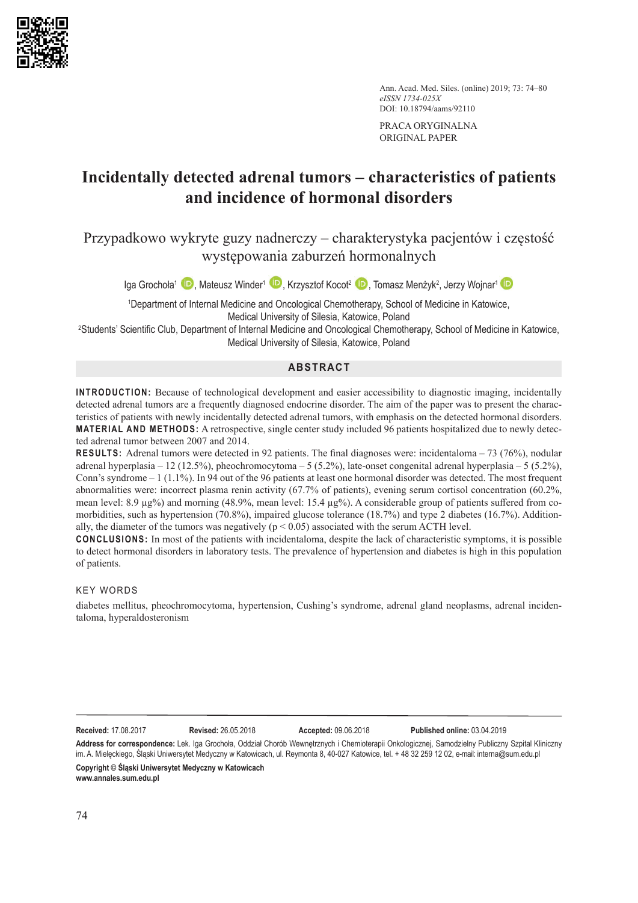PRACA ORYGINALNA
ORIGINAL PAPER

# Incidentally detected adrenal tumors – characteristics of patients and incidence of hormonal disorders

## Przypadkowo wykryte guzy nadnerczy – charakterystyka pacjentów i częstość występowania zaburzeń hormonalnych

Iga Grochoła[1], Mateusz Winder[1], Krzysztof Kocot[2], Tomasz Menżyk[2], Jerzy Wojnar[1]

[1]Department of Internal Medicine and Oncological Chemotherapy, School of Medicine in Katowice, Medical University of Silesia, Katowice, Poland

[2]Students' Scientific Club, Department of Internal Medicine and Oncological Chemotherapy, School of Medicine in Katowice, Medical University of Silesia, Katowice, Poland

## ABSTRACT

**INTRODUCTION:** Because of technological development and easier accessibility to diagnostic imaging, incidentally detected adrenal tumors are a frequently diagnosed endocrine disorder. The aim of the paper was to present the characteristics of patients with newly incidentally detected adrenal tumors, with emphasis on the detected hormonal disorders.

**MATERIAL AND METHODS:** A retrospective, single center study included 96 patients hospitalized due to newly detected adrenal tumor between 2007 and 2014.

**RESULTS:** Adrenal tumors were detected in 92 patients. The final diagnoses were: incidentaloma – 73 (76%), nodular adrenal hyperplasia – 12 (12.5%), pheochromocytoma – 5 (5.2%), late-onset congenital adrenal hyperplasia – 5 (5.2%), Conn's syndrome – 1 (1.1%). In 94 out of the 96 patients at least one hormonal disorder was detected. The most frequent abnormalities were: incorrect plasma renin activity (67.7% of patients), evening serum cortisol concentration (60.2%, mean level: 8.9 µg%) and morning (48.9%, mean level: 15.4 µg%). A considerable group of patients suffered from comorbidities, such as hypertension (70.8%), impaired glucose tolerance (18.7%) and type 2 diabetes (16.7%). Additionally, the diameter of the tumors was negatively ($p < 0.05$) associated with the serum ACTH level.

**CONCLUSIONS:** In most of the patients with incidentaloma, despite the lack of characteristic symptoms, it is possible to detect hormonal disorders in laboratory tests. The prevalence of hypertension and diabetes is high in this population of patients.

## KEY WORDS

diabetes mellitus, pheochromocytoma, hypertension, Cushing's syndrome, adrenal gland neoplasms, adrenal incidentaloma, hyperaldosteronism

**Received:** 17.08.2017 **Revised:** 26.05.2018 **Accepted:** 09.06.2018 **Published online:** 03.04.2019

**Address for correspondence:** Lek. Iga Grochoła, Oddział Chorób Wewnętrznych i Chemioterapii Onkologicznej, Samodzielny Publiczny Szpital Kliniczny im. A. Mielęckiego, Śląski Uniwersytet Medyczny w Katowicach, ul. Reymonta 8, 40-027 Katowice, tel. + 48 32 259 12 02, e-mail: interna@sum.edu.pl

**Copyright © Śląski Uniwersytet Medyczny w Katowicach**
**www.annales.sum.edu.pl**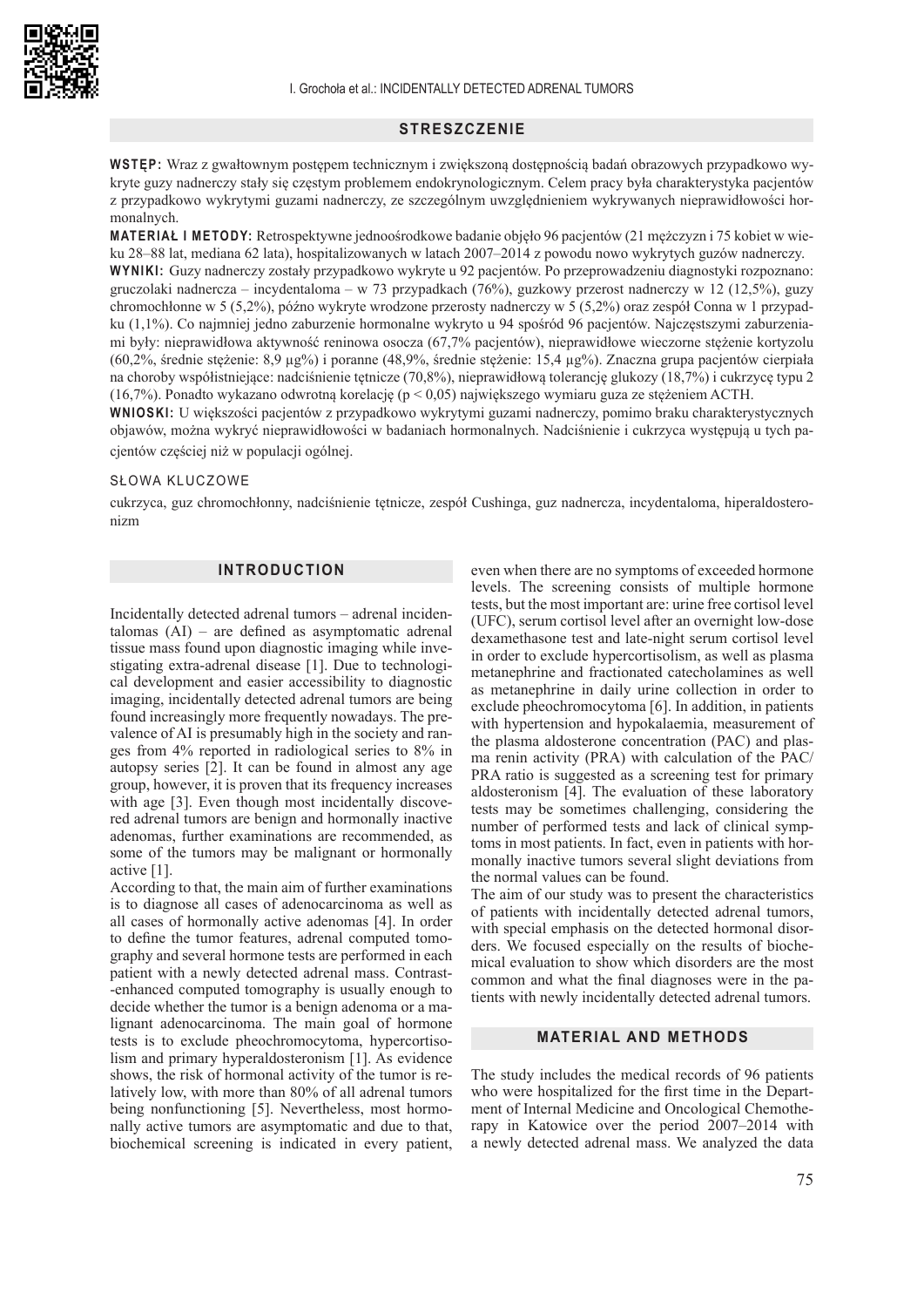## STRESZCZENIE

**WSTĘP:** Wraz z gwałtownym postępem technicznym i zwiększoną dostępnością badań obrazowych przypadkowo wykryte guzy nadnerczy stały się częstym problemem endokrynologicznym. Celem pracy była charakterystyka pacjentów z przypadkowo wykrytymi guzami nadnerczy, ze szczególnym uwzględnieniem wykrywanych nieprawidłowości hormonalnych.

**MATERIAŁ I METODY:** Retrospektywne jednoośrodkowe badanie objęło 96 pacjentów (21 mężczyzn i 75 kobiet w wieku 28–88 lat, mediana 62 lata), hospitalizowanych w latach 2007–2014 z powodu nowo wykrytych guzów nadnerczy.

**WYNIKI:** Guzy nadnerczy zostały przypadkowo wykryte u 92 pacjentów. Po przeprowadzeniu diagnostyki rozpoznano: gruczolaki nadnercza – incydentaloma – w 73 przypadkach (76%), guzkowy przerost nadnerczy w 12 (12,5%), guzy chromochłonne w 5 (5,2%), późno wykryte wrodzone przerosty nadnerczy w 5 (5,2%) oraz zespół Conna w 1 przypadku (1,1%). Co najmniej jedno zaburzenie hormonalne wykryto u 94 spośród 96 pacjentów. Najczęstszymi zaburzeniami były: nieprawidłowa aktywność reninowa osocza (67,7% pacjentów), nieprawidłowe wieczorne stężenie kortyzolu (60,2%, średnie stężenie: 8,9 µg%) i poranne (48,9%, średnie stężenie: 15,4 µg%). Znaczna grupa pacjentów cierpiała na choroby współistniejące: nadciśnienie tętnicze (70,8%), nieprawidłową tolerancję glukozy (18,7%) i cukrzycę typu 2 (16,7%). Ponadto wykazano odwrotną korelację ($p < 0,05$) największego wymiaru guza ze stężeniem ACTH.

**WNIOSKI:** U większości pacjentów z przypadkowo wykrytymi guzami nadnerczy, pomimo braku charakterystycznych objawów, można wykryć nieprawidłowości w badaniach hormonalnych. Nadciśnienie i cukrzyca występują u tych pacjentów częściej niż w populacji ogólnej.

### SŁOWA KLUCZOWE

cukrzyca, guz chromochłonny, nadciśnienie tętnicze, zespół Cushinga, guz nadnercza, incydentaloma, hiperaldosteronizm

## INTRODUCTION

Incidentally detected adrenal tumors – adrenal incidentalomas (AI) – are defined as asymptomatic adrenal tissue mass found upon diagnostic imaging while investigating extra-adrenal disease [1]. Due to technological development and easier accessibility to diagnostic imaging, incidentally detected adrenal tumors are being found increasingly more frequently nowadays. The prevalence of AI is presumably high in the society and ranges from 4% reported in radiological series to 8% in autopsy series [2]. It can be found in almost any age group, however, it is proven that its frequency increases with age [3]. Even though most incidentally discovered adrenal tumors are benign and hormonally inactive adenomas, further examinations are recommended, as some of the tumors may be malignant or hormonally active [1].

According to that, the main aim of further examinations is to diagnose all cases of adenocarcinoma as well as all cases of hormonally active adenomas [4]. In order to define the tumor features, adrenal computed tomography and several hormone tests are performed in each patient with a newly detected adrenal mass. Contrast-enhanced computed tomography is usually enough to decide whether the tumor is a benign adenoma or a malignant adenocarcinoma. The main goal of hormone tests is to exclude pheochromocytoma, hypercortisolism and primary hyperaldosteronism [1]. As evidence shows, the risk of hormonal activity of the tumor is relatively low, with more than 80% of all adrenal tumors being nonfunctioning [5]. Nevertheless, most hormonally active tumors are asymptomatic and due to that, biochemical screening is indicated in every patient, even when there are no symptoms of exceeded hormone levels. The screening consists of multiple hormone tests, but the most important are: urine free cortisol level (UFC), serum cortisol level after an overnight low-dose dexamethasone test and late-night serum cortisol level in order to exclude hypercortisolism, as well as plasma metanephrine and fractionated catecholamines as well as metanephrine in daily urine collection in order to exclude pheochromocytoma [6]. In addition, in patients with hypertension and hypokalaemia, measurement of the plasma aldosterone concentration (PAC) and plasma renin activity (PRA) with calculation of the PAC/PRA ratio is suggested as a screening test for primary aldosteronism [4]. The evaluation of these laboratory tests may be sometimes challenging, considering the number of performed tests and lack of clinical symptoms in most patients. In fact, even in patients with hormonally inactive tumors several slight deviations from the normal values can be found.

The aim of our study was to present the characteristics of patients with incidentally detected adrenal tumors, with special emphasis on the detected hormonal disorders. We focused especially on the results of biochemical evaluation to show which disorders are the most common and what the final diagnoses were in the patients with newly incidentally detected adrenal tumors.

## MATERIAL AND METHODS

The study includes the medical records of 96 patients who were hospitalized for the first time in the Department of Internal Medicine and Oncological Chemotherapy in Katowice over the period 2007–2014 with a newly detected adrenal mass. We analyzed the data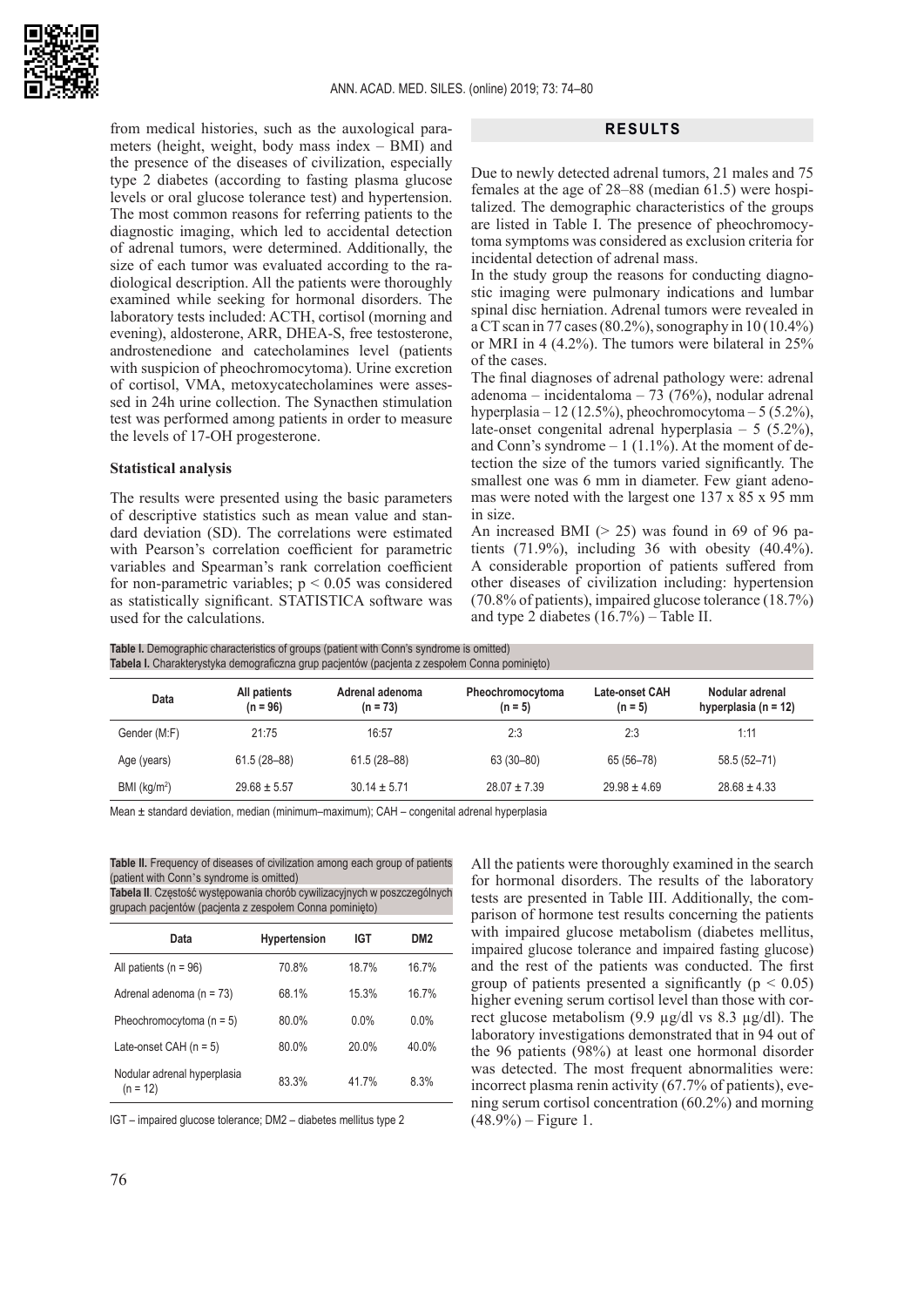from medical histories, such as the auxological parameters (height, weight, body mass index – BMI) and the presence of the diseases of civilization, especially type 2 diabetes (according to fasting plasma glucose levels or oral glucose tolerance test) and hypertension. The most common reasons for referring patients to the diagnostic imaging, which led to accidental detection of adrenal tumors, were determined. Additionally, the size of each tumor was evaluated according to the radiological description. All the patients were thoroughly examined while seeking for hormonal disorders. The laboratory tests included: ACTH, cortisol (morning and evening), aldosterone, ARR, DHEA-S, free testosterone, androstenedione and catecholamines level (patients with suspicion of pheochromocytoma). Urine excretion of cortisol, VMA, metoxycatecholamines were assessed in 24h urine collection. The Synacthen stimulation test was performed among patients in order to measure the levels of 17-OH progesterone.

### Statistical analysis

The results were presented using the basic parameters of descriptive statistics such as mean value and standard deviation (SD). The correlations were estimated with Pearson's correlation coefficient for parametric variables and Spearman's rank correlation coefficient for non-parametric variables; $p < 0.05$ was considered as statistically significant. STATISTICA software was used for the calculations.

## RESULTS

Due to newly detected adrenal tumors, 21 males and 75 females at the age of 28–88 (median 61.5) were hospitalized. The demographic characteristics of the groups are listed in Table I. The presence of pheochromocytoma symptoms was considered as exclusion criteria for incidental detection of adrenal mass.

In the study group the reasons for conducting diagnostic imaging were pulmonary indications and lumbar spinal disc herniation. Adrenal tumors were revealed in a CT scan in 77 cases (80.2%), sonography in 10 (10.4%) or MRI in 4 (4.2%). The tumors were bilateral in 25% of the cases.

The final diagnoses of adrenal pathology were: adrenal adenoma – incidentaloma – 73 (76%), nodular adrenal hyperplasia – 12 (12.5%), pheochromocytoma – 5 (5.2%), late-onset congenital adrenal hyperplasia – 5 (5.2%), and Conn's syndrome – 1 (1.1%). At the moment of detection the size of the tumors varied significantly. The smallest one was 6 mm in diameter. Few giant adenomas were noted with the largest one 137 x 85 x 95 mm in size.

An increased BMI (> 25) was found in 69 of 96 patients (71.9%), including 36 with obesity (40.4%). A considerable proportion of patients suffered from other diseases of civilization including: hypertension (70.8% of patients), impaired glucose tolerance (18.7%) and type 2 diabetes (16.7%) – Table II.

**Table I.** Demographic characteristics of groups (patient with Conn's syndrome is omitted)
**Tabela I.** Charakterystyka demograficzna grup pacjentów (pacjenta z zespołem Conna pominięto)

| Data | All patients (n = 96) | Adrenal adenoma (n = 73) | Pheochromocytoma (n = 5) | Late-onset CAH (n = 5) | Nodular adrenal hyperplasia (n = 12) |
|---|---|---|---|---|---|
| Gender (M:F) | 21:75 | 16:57 | 2:3 | 2:3 | 1:11 |
| Age (years) | 61.5 (28–88) | 61.5 (28–88) | 63 (30–80) | 65 (56–78) | 58.5 (52–71) |
| BMI (kg/m$^2$) | 29.68 ± 5.57 | 30.14 ± 5.71 | 28.07 ± 7.39 | 29.98 ± 4.69 | 28.68 ± 4.33 |

Mean ± standard deviation, median (minimum–maximum); CAH – congenital adrenal hyperplasia

**Table II.** Frequency of diseases of civilization among each group of patients (patient with Conn's syndrome is omitted)
**Tabela II**. Częstość występowania chorób cywilizacyjnych w poszczególnych grupach pacjentów (pacjenta z zespołem Conna pominięto)

| Data | Hypertension | IGT | DM2 |
|---|---|---|---|
| All patients (n = 96) | 70.8% | 18.7% | 16.7% |
| Adrenal adenoma (n = 73) | 68.1% | 15.3% | 16.7% |
| Pheochromocytoma (n = 5) | 80.0% | 0.0% | 0.0% |
| Late-onset CAH (n = 5) | 80.0% | 20.0% | 40.0% |
| Nodular adrenal hyperplasia (n = 12) | 83.3% | 41.7% | 8.3% |

IGT – impaired glucose tolerance; DM2 – diabetes mellitus type 2

All the patients were thoroughly examined in the search for hormonal disorders. The results of the laboratory tests are presented in Table III. Additionally, the comparison of hormone test results concerning the patients with impaired glucose metabolism (diabetes mellitus, impaired glucose tolerance and impaired fasting glucose) and the rest of the patients was conducted. The first group of patients presented a significantly ($p < 0.05$) higher evening serum cortisol level than those with correct glucose metabolism (9.9 µg/dl vs 8.3 µg/dl). The laboratory investigations demonstrated that in 94 out of the 96 patients (98%) at least one hormonal disorder was detected. The most frequent abnormalities were: incorrect plasma renin activity (67.7% of patients), evening serum cortisol concentration (60.2%) and morning (48.9%) – Figure 1.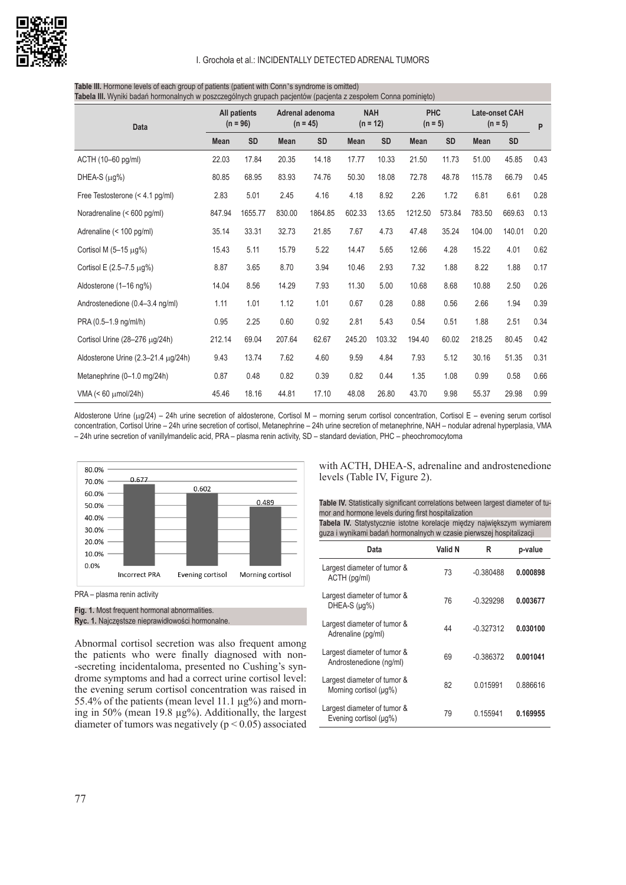**Table III.** Hormone levels of each group of patients (patient with Conn's syndrome is omitted)
**Tabela III.** Wyniki badań hormonalnych w poszczególnych grupach pacjentów (pacjenta z zespołem Conna pominięto)

| Data | All patients (n = 96) | | Adrenal adenoma (n = 45) | | NAH (n = 12) | | PHC (n = 5) | | Late-onset CAH (n = 5) | | P |
|---|---|---|---|---|---|---|---|---|---|---|---|
| | Mean | SD | Mean | SD | Mean | SD | Mean | SD | Mean | SD | |
| ACTH (10–60 pg/ml) | 22.03 | 17.84 | 20.35 | 14.18 | 17.77 | 10.33 | 21.50 | 11.73 | 51.00 | 45.85 | 0.43 |
| DHEA-S (μg%) | 80.85 | 68.95 | 83.93 | 74.76 | 50.30 | 18.08 | 72.78 | 48.78 | 115.78 | 66.79 | 0.45 |
| Free Testosterone (< 4.1 pg/ml) | 2.83 | 5.01 | 2.45 | 4.16 | 4.18 | 8.92 | 2.26 | 1.72 | 6.81 | 6.61 | 0.28 |
| Noradrenaline (< 600 pg/ml) | 847.94 | 1655.77 | 830.00 | 1864.85 | 602.33 | 13.65 | 1212.50 | 573.84 | 783.50 | 669.63 | 0.13 |
| Adrenaline (< 100 pg/ml) | 35.14 | 33.31 | 32.73 | 21.85 | 7.67 | 4.73 | 47.48 | 35.24 | 104.00 | 140.01 | 0.20 |
| Cortisol M (5–15 μg%) | 15.43 | 5.11 | 15.79 | 5.22 | 14.47 | 5.65 | 12.66 | 4.28 | 15.22 | 4.01 | 0.62 |
| Cortisol E (2.5–7.5 μg%) | 8.87 | 3.65 | 8.70 | 3.94 | 10.46 | 2.93 | 7.32 | 1.88 | 8.22 | 1.88 | 0.17 |
| Aldosterone (1–16 ng%) | 14.04 | 8.56 | 14.29 | 7.93 | 11.30 | 5.00 | 10.68 | 8.68 | 10.88 | 2.50 | 0.26 |
| Androstenedione (0.4–3.4 ng/ml) | 1.11 | 1.01 | 1.12 | 1.01 | 0.67 | 0.28 | 0.88 | 0.56 | 2.66 | 1.94 | 0.39 |
| PRA (0.5–1.9 ng/ml/h) | 0.95 | 2.25 | 0.60 | 0.92 | 2.81 | 5.43 | 0.54 | 0.51 | 1.88 | 2.51 | 0.34 |
| Cortisol Urine (28–276 μg/24h) | 212.14 | 69.04 | 207.64 | 62.67 | 245.20 | 103.32 | 194.40 | 60.02 | 218.25 | 80.45 | 0.42 |
| Aldosterone Urine (2.3–21.4 μg/24h) | 9.43 | 13.74 | 7.62 | 4.60 | 9.59 | 4.84 | 7.93 | 5.12 | 30.16 | 51.35 | 0.31 |
| Metanephrine (0–1.0 mg/24h) | 0.87 | 0.48 | 0.82 | 0.39 | 0.82 | 0.44 | 1.35 | 1.08 | 0.99 | 0.58 | 0.66 |
| VMA (< 60 μmol/24h) | 45.46 | 18.16 | 44.81 | 17.10 | 48.08 | 26.80 | 43.70 | 9.98 | 55.37 | 29.98 | 0.99 |

Aldosterone Urine (μg/24) – 24h urine secretion of aldosterone, Cortisol M – morning serum cortisol concentration, Cortisol E – evening serum cortisol concentration, Cortisol Urine – 24h urine secretion of cortisol, Metanephrine – 24h urine secretion of metanephrine, NAH – nodular adrenal hyperplasia, VMA – 24h urine secretion of vanillylmandelic acid, PRA – plasma renin activity, SD – standard deviation, PHC – pheochromocytoma

PRA – plasma renin activity

**Fig. 1.** Most frequent hormonal abnormalities.
**Ryc. 1.** Najczęstsze nieprawidłowości hormonalne.

Abnormal cortisol secretion was also frequent among the patients who were finally diagnosed with non-secreting incidentaloma, presented no Cushing's syndrome symptoms and had a correct urine cortisol level: the evening serum cortisol concentration was raised in 55.4% of the patients (mean level 11.1 μg%) and morning in 50% (mean 19.8 μg%). Additionally, the largest diameter of tumors was negatively ($p < 0.05$) associated with ACTH, DHEA-S, adrenaline and androstenedione levels (Table IV, Figure 2).

**Table IV.** Statistically significant correlations between largest diameter of tumor and hormone levels during first hospitalization
**Tabela IV.** Statystycznie istotne korelacje między największym wymiarem guza i wynikami badań hormonalnych w czasie pierwszej hospitalizacji

| Data | Valid N | R | p-value |
|---|---|---|---|
| Largest diameter of tumor & ACTH (pg/ml) | 73 | -0.380488 | **0.000898** |
| Largest diameter of tumor & DHEA-S (μg%) | 76 | -0.329298 | **0.003677** |
| Largest diameter of tumor & Adrenaline (pg/ml) | 44 | -0.327312 | **0.030100** |
| Largest diameter of tumor & Androstenedione (ng/ml) | 69 | -0.386372 | **0.001041** |
| Largest diameter of tumor & Morning cortisol (μg%) | 82 | 0.015991 | 0.886616 |
| Largest diameter of tumor & Evening cortisol (μg%) | 79 | 0.155941 | **0.169955** |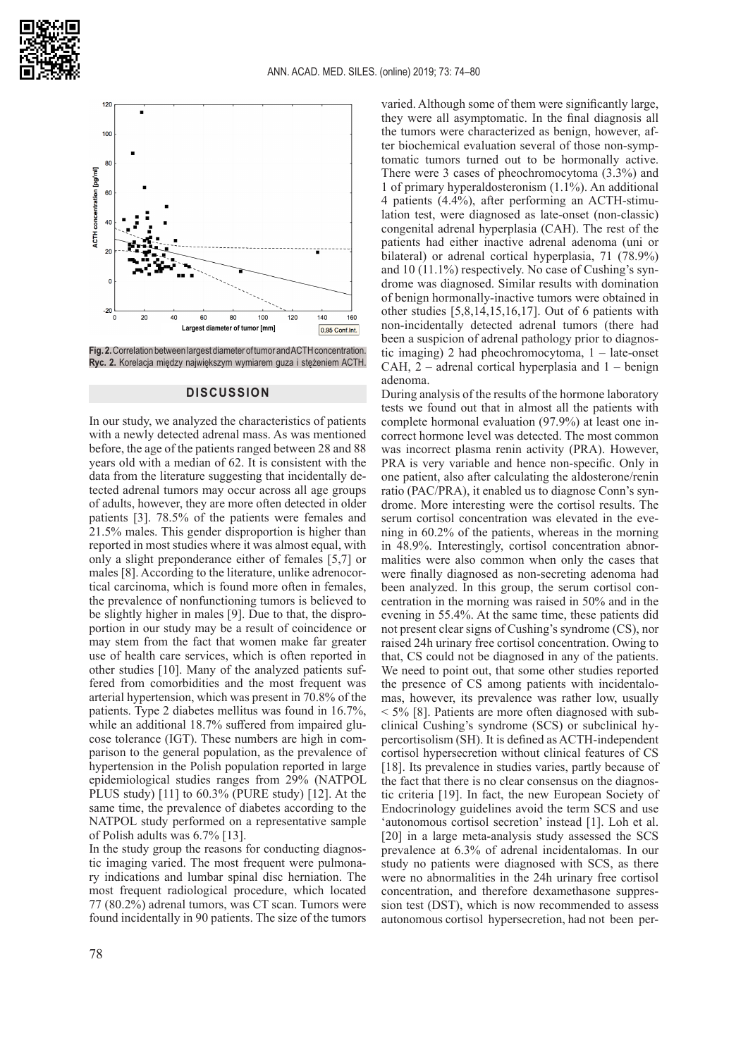**Fig. 2.** Correlation between largest diameter of tumor and ACTH concentration.
**Ryc. 2.** Korelacja między największym wymiarem guza i stężeniem ACTH.

## DISCUSSION

In our study, we analyzed the characteristics of patients with a newly detected adrenal mass. As was mentioned before, the age of the patients ranged between 28 and 88 years old with a median of 62. It is consistent with the data from the literature suggesting that incidentally detected adrenal tumors may occur across all age groups of adults, however, they are more often detected in older patients [3]. 78.5% of the patients were females and 21.5% males. This gender disproportion is higher than reported in most studies where it was almost equal, with only a slight preponderance either of females [5,7] or males [8]. According to the literature, unlike adrenocortical carcinoma, which is found more often in females, the prevalence of nonfunctioning tumors is believed to be slightly higher in males [9]. Due to that, the disproportion in our study may be a result of coincidence or may stem from the fact that women make far greater use of health care services, which is often reported in other studies [10]. Many of the analyzed patients suffered from comorbidities and the most frequent was arterial hypertension, which was present in 70.8% of the patients. Type 2 diabetes mellitus was found in 16.7%, while an additional 18.7% suffered from impaired glucose tolerance (IGT). These numbers are high in comparison to the general population, as the prevalence of hypertension in the Polish population reported in large epidemiological studies ranges from 29% (NATPOL PLUS study) [11] to 60.3% (PURE study) [12]. At the same time, the prevalence of diabetes according to the NATPOL study performed on a representative sample of Polish adults was 6.7% [13].

In the study group the reasons for conducting diagnostic imaging varied. The most frequent were pulmonary indications and lumbar spinal disc herniation. The most frequent radiological procedure, which located 77 (80.2%) adrenal tumors, was CT scan. Tumors were found incidentally in 90 patients. The size of the tumors varied. Although some of them were significantly large, they were all asymptomatic. In the final diagnosis all the tumors were characterized as benign, however, after biochemical evaluation several of those non-symptomatic tumors turned out to be hormonally active. There were 3 cases of pheochromocytoma (3.3%) and 1 of primary hyperaldosteronism (1.1%). An additional 4 patients (4.4%), after performing an ACTH-stimulation test, were diagnosed as late-onset (non-classic) congenital adrenal hyperplasia (CAH). The rest of the patients had either inactive adrenal adenoma (uni or bilateral) or adrenal cortical hyperplasia, 71 (78.9%) and 10 (11.1%) respectively. No case of Cushing's syndrome was diagnosed. Similar results with domination of benign hormonally-inactive tumors were obtained in other studies [5,8,14,15,16,17]. Out of 6 patients with non-incidentally detected adrenal tumors (there had been a suspicion of adrenal pathology prior to diagnostic imaging) 2 had pheochromocytoma, 1 – late-onset CAH, 2 – adrenal cortical hyperplasia and 1 – benign adenoma.

During analysis of the results of the hormone laboratory tests we found out that in almost all the patients with complete hormonal evaluation (97.9%) at least one incorrect hormone level was detected. The most common was incorrect plasma renin activity (PRA). However, PRA is very variable and hence non-specific. Only in one patient, also after calculating the aldosterone/renin ratio (PAC/PRA), it enabled us to diagnose Conn's syndrome. More interesting were the cortisol results. The serum cortisol concentration was elevated in the evening in 60.2% of the patients, whereas in the morning in 48.9%. Interestingly, cortisol concentration abnormalities were also common when only the cases that were finally diagnosed as non-secreting adenoma had been analyzed. In this group, the serum cortisol concentration in the morning was raised in 50% and in the evening in 55.4%. At the same time, these patients did not present clear signs of Cushing's syndrome (CS), nor raised 24h urinary free cortisol concentration. Owing to that, CS could not be diagnosed in any of the patients. We need to point out, that some other studies reported the presence of CS among patients with incidentalomas, however, its prevalence was rather low, usually < 5% [8]. Patients are more often diagnosed with subclinical Cushing's syndrome (SCS) or subclinical hypercortisolism (SH). It is defined as ACTH-independent cortisol hypersecretion without clinical features of CS [18]. Its prevalence in studies varies, partly because of the fact that there is no clear consensus on the diagnostic criteria [19]. In fact, the new European Society of Endocrinology guidelines avoid the term SCS and use 'autonomous cortisol secretion' instead [1]. Loh et al. [20] in a large meta-analysis study assessed the SCS prevalence at 6.3% of adrenal incidentalomas. In our study no patients were diagnosed with SCS, as there were no abnormalities in the 24h urinary free cortisol concentration, and therefore dexamethasone suppression test (DST), which is now recommended to assess autonomous cortisol hypersecretion, had not been per-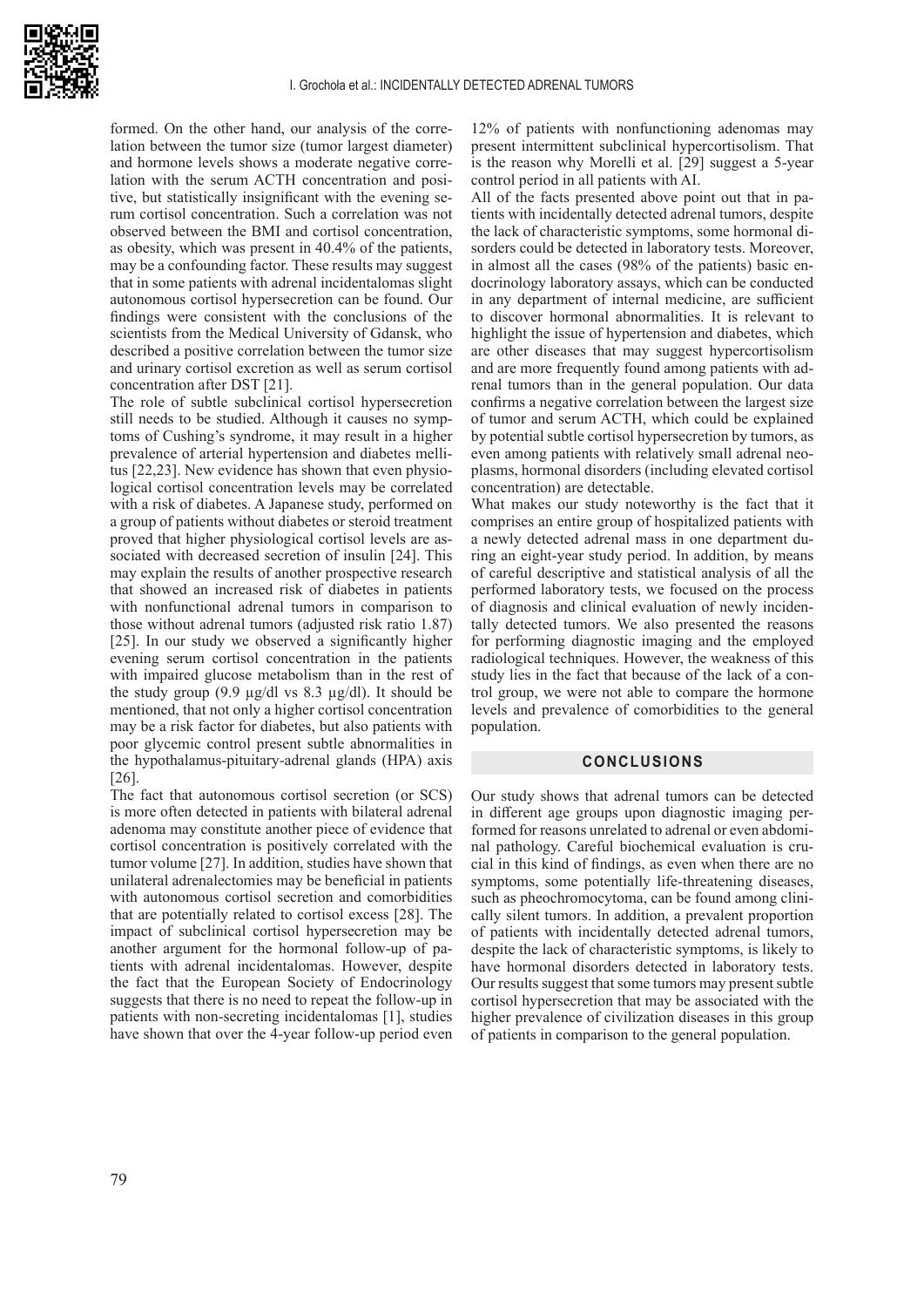formed. On the other hand, our analysis of the correlation between the tumor size (tumor largest diameter) and hormone levels shows a moderate negative correlation with the serum ACTH concentration and positive, but statistically insignificant with the evening serum cortisol concentration. Such a correlation was not observed between the BMI and cortisol concentration, as obesity, which was present in 40.4% of the patients, may be a confounding factor. These results may suggest that in some patients with adrenal incidentalomas slight autonomous cortisol hypersecretion can be found. Our findings were consistent with the conclusions of the scientists from the Medical University of Gdansk, who described a positive correlation between the tumor size and urinary cortisol excretion as well as serum cortisol concentration after DST [21].

The role of subtle subclinical cortisol hypersecretion still needs to be studied. Although it causes no symptoms of Cushing's syndrome, it may result in a higher prevalence of arterial hypertension and diabetes mellitus [22,23]. New evidence has shown that even physiological cortisol concentration levels may be correlated with a risk of diabetes. A Japanese study, performed on a group of patients without diabetes or steroid treatment proved that higher physiological cortisol levels are associated with decreased secretion of insulin [24]. This may explain the results of another prospective research that showed an increased risk of diabetes in patients with nonfunctional adrenal tumors in comparison to those without adrenal tumors (adjusted risk ratio 1.87) [25]. In our study we observed a significantly higher evening serum cortisol concentration in the patients with impaired glucose metabolism than in the rest of the study group (9.9 µg/dl vs 8.3 µg/dl). It should be mentioned, that not only a higher cortisol concentration may be a risk factor for diabetes, but also patients with poor glycemic control present subtle abnormalities in the hypothalamus-pituitary-adrenal glands (HPA) axis [26].

The fact that autonomous cortisol secretion (or SCS) is more often detected in patients with bilateral adrenal adenoma may constitute another piece of evidence that cortisol concentration is positively correlated with the tumor volume [27]. In addition, studies have shown that unilateral adrenalectomies may be beneficial in patients with autonomous cortisol secretion and comorbidities that are potentially related to cortisol excess [28]. The impact of subclinical cortisol hypersecretion may be another argument for the hormonal follow-up of patients with adrenal incidentalomas. However, despite the fact that the European Society of Endocrinology suggests that there is no need to repeat the follow-up in patients with non-secreting incidentalomas [1], studies have shown that over the 4-year follow-up period even 12% of patients with nonfunctioning adenomas may present intermittent subclinical hypercortisolism. That is the reason why Morelli et al. [29] suggest a 5-year control period in all patients with AI.

All of the facts presented above point out that in patients with incidentally detected adrenal tumors, despite the lack of characteristic symptoms, some hormonal disorders could be detected in laboratory tests. Moreover, in almost all the cases (98% of the patients) basic endocrinology laboratory assays, which can be conducted in any department of internal medicine, are sufficient to discover hormonal abnormalities. It is relevant to highlight the issue of hypertension and diabetes, which are other diseases that may suggest hypercortisolism and are more frequently found among patients with adrenal tumors than in the general population. Our data confirms a negative correlation between the largest size of tumor and serum ACTH, which could be explained by potential subtle cortisol hypersecretion by tumors, as even among patients with relatively small adrenal neoplasms, hormonal disorders (including elevated cortisol concentration) are detectable.

What makes our study noteworthy is the fact that it comprises an entire group of hospitalized patients with a newly detected adrenal mass in one department during an eight-year study period. In addition, by means of careful descriptive and statistical analysis of all the performed laboratory tests, we focused on the process of diagnosis and clinical evaluation of newly incidentally detected tumors. We also presented the reasons for performing diagnostic imaging and the employed radiological techniques. However, the weakness of this study lies in the fact that because of the lack of a control group, we were not able to compare the hormone levels and prevalence of comorbidities to the general population.

## CONCLUSIONS

Our study shows that adrenal tumors can be detected in different age groups upon diagnostic imaging performed for reasons unrelated to adrenal or even abdominal pathology. Careful biochemical evaluation is crucial in this kind of findings, as even when there are no symptoms, some potentially life-threatening diseases, such as pheochromocytoma, can be found among clinically silent tumors. In addition, a prevalent proportion of patients with incidentally detected adrenal tumors, despite the lack of characteristic symptoms, is likely to have hormonal disorders detected in laboratory tests. Our results suggest that some tumors may present subtle cortisol hypersecretion that may be associated with the higher prevalence of civilization diseases in this group of patients in comparison to the general population.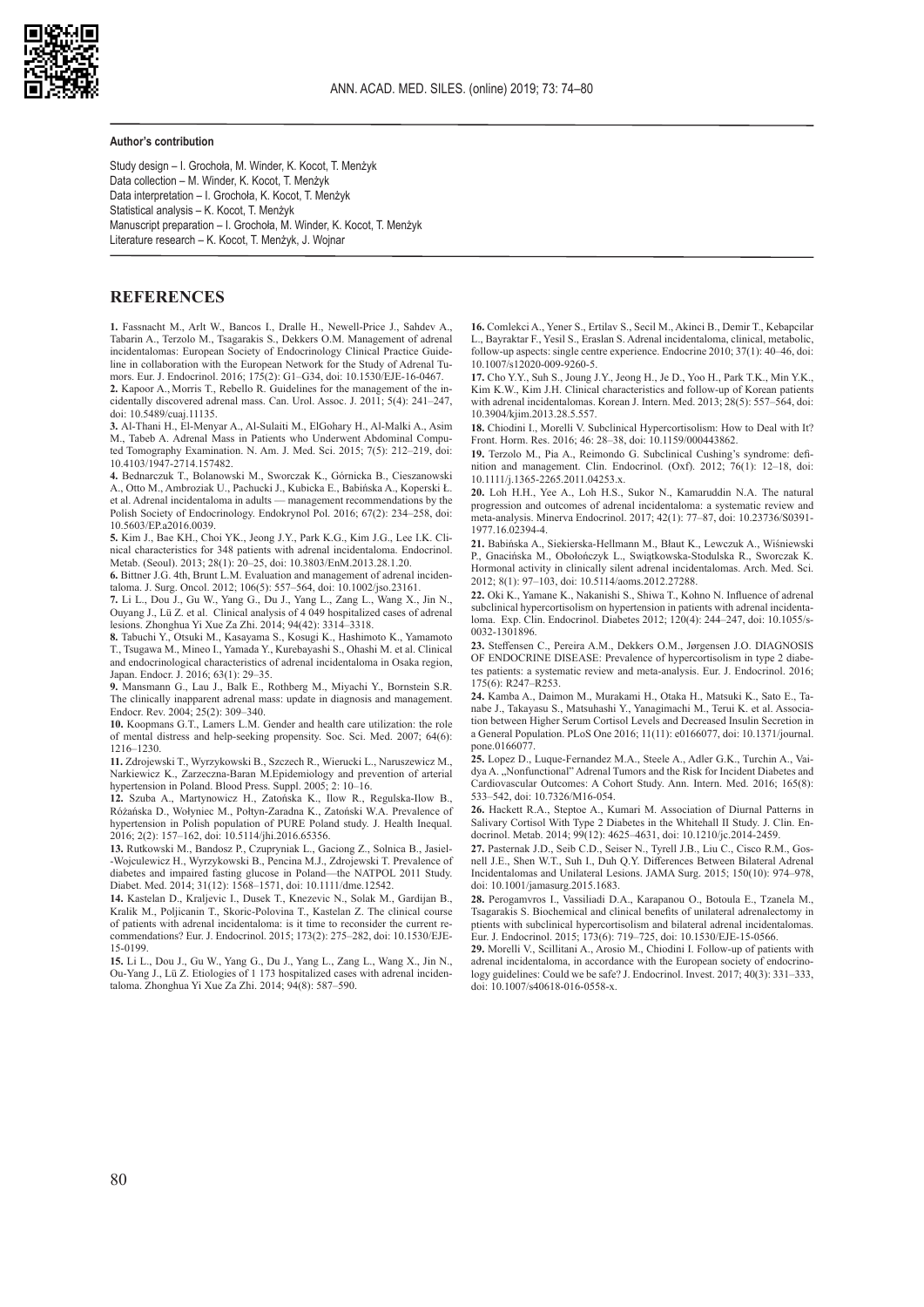**Author's contribution**

Study design – I. Grochoła, M. Winder, K. Kocot, T. Menżyk
Data collection – M. Winder, K. Kocot, T. Menżyk
Data interpretation – I. Grochoła, K. Kocot, T. Menżyk
Statistical analysis – K. Kocot, T. Menżyk
Manuscript preparation – I. Grochoła, M. Winder, K. Kocot, T. Menżyk
Literature research – K. Kocot, T. Menżyk, J. Wojnar

## REFERENCES

**1.** Fassnacht M., Arlt W., Bancos I., Dralle H., Newell-Price J., Sahdev A., Tabarin A., Terzolo M., Tsagarakis S., Dekkers O.M. Management of adrenal incidentalomas: European Society of Endocrinology Clinical Practice Guideline in collaboration with the European Network for the Study of Adrenal Tumors. Eur. J. Endocrinol. 2016; 175(2): G1–G34, doi: 10.1530/EJE-16-0467.

**2.** Kapoor A., Morris T., Rebello R. Guidelines for the management of the incidentally discovered adrenal mass. Can. Urol. Assoc. J. 2011; 5(4): 241–247, doi: 10.5489/cuaj.11135.

**3.** Al-Thani H., El-Menyar A., Al-Sulaiti M., ElGohary H., Al-Malki A., Asim M., Tabeb A. Adrenal Mass in Patients who Underwent Abdominal Computed Tomography Examination. N. Am. J. Med. Sci. 2015; 7(5): 212–219, doi: 10.4103/1947-2714.157482.

**4.** Bednarczuk T., Bolanowski M., Sworczak K., Górnicka B., Cieszanowski A., Otto M., Ambroziak U., Pachucki J., Kubicka E., Babińska A., Koperski Ł. et al. Adrenal incidentaloma in adults — management recommendations by the Polish Society of Endocrinology. Endokrynol Pol. 2016; 67(2): 234–258, doi: 10.5603/EP.a2016.0039.

**5.** Kim J., Bae KH., Choi YK., Jeong J.Y., Park K.G., Kim J.G., Lee I.K. Clinical characteristics for 348 patients with adrenal incidentaloma. Endocrinol. Metab. (Seoul). 2013; 28(1): 20–25, doi: 10.3803/EnM.2013.28.1.20.

**6.** Bittner J.G. 4th, Brunt L.M. Evaluation and management of adrenal incidentaloma. J. Surg. Oncol. 2012; 106(5): 557–564, doi: 10.1002/jso.23161.

**7.** Li L., Dou J., Gu W., Yang G., Du J., Yang L., Zang L., Wang X., Jin N., Ouyang J., Lü Z. et al. Clinical analysis of 4 049 hospitalized cases of adrenal lesions. Zhonghua Yi Xue Za Zhi. 2014; 94(42): 3314–3318.

**8.** Tabuchi Y., Otsuki M., Kasayama S., Kosugi K., Hashimoto K., Yamamoto T., Tsugawa M., Mineo I., Yamada Y., Kurebayashi S., Ohashi M. et al. Clinical and endocrinological characteristics of adrenal incidentaloma in Osaka region, Japan. Endocr. J. 2016; 63(1): 29–35.

**9.** Mansmann G., Lau J., Balk E., Rothberg M., Miyachi Y., Bornstein S.R. The clinically inapparent adrenal mass: update in diagnosis and management. Endocr. Rev. 2004; 25(2): 309–340.

**10.** Koopmans G.T., Lamers L.M. Gender and health care utilization: the role of mental distress and help-seeking propensity. Soc. Sci. Med. 2007; 64(6): 1216–1230.

**11.** Zdrojewski T., Wyrzykowski B., Szczech R., Wierucki L., Naruszewicz M., Narkiewicz K., Zarzeczna-Baran M.Epidemiology and prevention of arterial hypertension in Poland. Blood Press. Suppl. 2005; 2: 10–16.

**12.** Szuba A., Martynowicz H., Zatońska K., Ilow R., Regulska-Ilow B., Różańska D., Wołyniec M., Połtyn-Zaradna K., Zatoński W.A. Prevalence of hypertension in Polish population of PURE Poland study. J. Health Inequal. 2016; 2(2): 157–162, doi: 10.5114/jhi.2016.65356.

**13.** Rutkowski M., Bandosz P., Czupryniak L., Gaciong Z., Solnica B., Jasiel-Wojculewicz H., Wyrzykowski B., Pencina M.J., Zdrojewski T. Prevalence of diabetes and impaired fasting glucose in Poland—the NATPOL 2011 Study. Diabet. Med. 2014; 31(12): 1568–1571, doi: 10.1111/dme.12542.

**14.** Kastelan D., Kraljevic I., Dusek T., Knezevic N., Solak M., Gardijan B., Kralik M., Poljicanin T., Skoric-Polovina T., Kastelan Z. The clinical course of patients with adrenal incidentaloma: is it time to reconsider the current recommendations? Eur. J. Endocrinol. 2015; 173(2): 275–282, doi: 10.1530/EJE-15-0199.

**15.** Li L., Dou J., Gu W., Yang G., Du J., Yang L., Zang L., Wang X., Jin N., Ou-Yang J., Lü Z. Etiologies of 1 173 hospitalized cases with adrenal incidentaloma. Zhonghua Yi Xue Za Zhi. 2014; 94(8): 587–590.

**16.** Comlekci A., Yener S., Ertilav S., Secil M., Akinci B., Demir T., Kebapcilar L., Bayraktar F., Yesil S., Eraslan S. Adrenal incidentaloma, clinical, metabolic, follow-up aspects: single centre experience. Endocrine 2010; 37(1): 40–46, doi: 10.1007/s12020-009-9260-5.

**17.** Cho Y.Y., Suh S., Joung J.Y., Jeong H., Je D., Yoo H., Park T.K., Min Y.K., Kim K.W., Kim J.H. Clinical characteristics and follow-up of Korean patients with adrenal incidentalomas. Korean J. Intern. Med. 2013; 28(5): 557–564, doi: 10.3904/kjim.2013.28.5.557.

**18.** Chiodini I., Morelli V. Subclinical Hypercortisolism: How to Deal with It? Front. Horm. Res. 2016; 46: 28–38, doi: 10.1159/000443862.

**19.** Terzolo M., Pia A., Reimondo G. Subclinical Cushing's syndrome: definition and management. Clin. Endocrinol. (Oxf). 2012; 76(1): 12–18, doi: 10.1111/j.1365-2265.2011.04253.x.

**20.** Loh H.H., Yee A., Loh H.S., Sukor N., Kamaruddin N.A. The natural progression and outcomes of adrenal incidentaloma: a systematic review and meta-analysis. Minerva Endocrinol. 2017; 42(1): 77–87, doi: 10.23736/S0391-1977.16.02394-4.

**21.** Babińska A., Siekierska-Hellmann M., Błaut K., Lewczuk A., Wiśniewski P., Gnacińska M., Obołończyk L., Świątkowska-Stodulska R., Sworczak K. Hormonal activity in clinically silent adrenal incidentalomas. Arch. Med. Sci. 2012; 8(1): 97–103, doi: 10.5114/aoms.2012.27288.

**22.** Oki K., Yamane K., Nakanishi S., Shiwa T., Kohno N. Influence of adrenal subclinical hypercortisolism on hypertension in patients with adrenal incidentaloma. Exp. Clin. Endocrinol. Diabetes 2012; 120(4): 244–247, doi: 10.1055/s-0032-1301896.

**23.** Steffensen C., Pereira A.M., Dekkers O.M., Jørgensen J.O. DIAGNOSIS OF ENDOCRINE DISEASE: Prevalence of hypercortisolism in type 2 diabetes patients: a systematic review and meta-analysis. Eur. J. Endocrinol. 2016; 175(6): R247–R253.

**24.** Kamba A., Daimon M., Murakami H., Otaka H., Matsuki K., Sato E., Tanabe J., Takayasu S., Matsuhashi Y., Yanagimachi M., Terui K. et al. Association between Higher Serum Cortisol Levels and Decreased Insulin Secretion in a General Population. PLoS One 2016; 11(11): e0166077, doi: 10.1371/journal.pone.0166077.

**25.** Lopez D., Luque-Fernandez M.A., Steele A., Adler G.K., Turchin A., Vaidya A. „Nonfunctional" Adrenal Tumors and the Risk for Incident Diabetes and Cardiovascular Outcomes: A Cohort Study. Ann. Intern. Med. 2016; 165(8): 533–542, doi: 10.7326/M16-054.

**26.** Hackett R.A., Steptoe A., Kumari M. Association of Diurnal Patterns in Salivary Cortisol With Type 2 Diabetes in the Whitehall II Study. J. Clin. Endocrinol. Metab. 2014; 99(12): 4625–4631, doi: 10.1210/jc.2014-2459.

**27.** Pasternak J.D., Seib C.D., Seiser N., Tyrell J.B., Liu C., Cisco R.M., Gosnell J.E., Shen W.T., Suh I., Duh Q.Y. Differences Between Bilateral Adrenal Incidentalomas and Unilateral Lesions. JAMA Surg. 2015; 150(10): 974–978, doi: 10.1001/jamasurg.2015.1683.

**28.** Perogamvros I., Vassiliadi D.A., Karapanou O., Botoula E., Tzanela M., Tsagarakis S. Biochemical and clinical benefits of unilateral adrenalectomy in ptients with subclinical hypercortisolism and bilateral adrenal incidentalomas. Eur. J. Endocrinol. 2015; 173(6): 719–725, doi: 10.1530/EJE-15-0566.

**29.** Morelli V., Scillitani A., Arosio M., Chiodini I. Follow-up of patients with adrenal incidentaloma, in accordance with the European society of endocrinology guidelines: Could we be safe? J. Endocrinol. Invest. 2017; 40(3): 331–333, doi: 10.1007/s40618-016-0558-x.